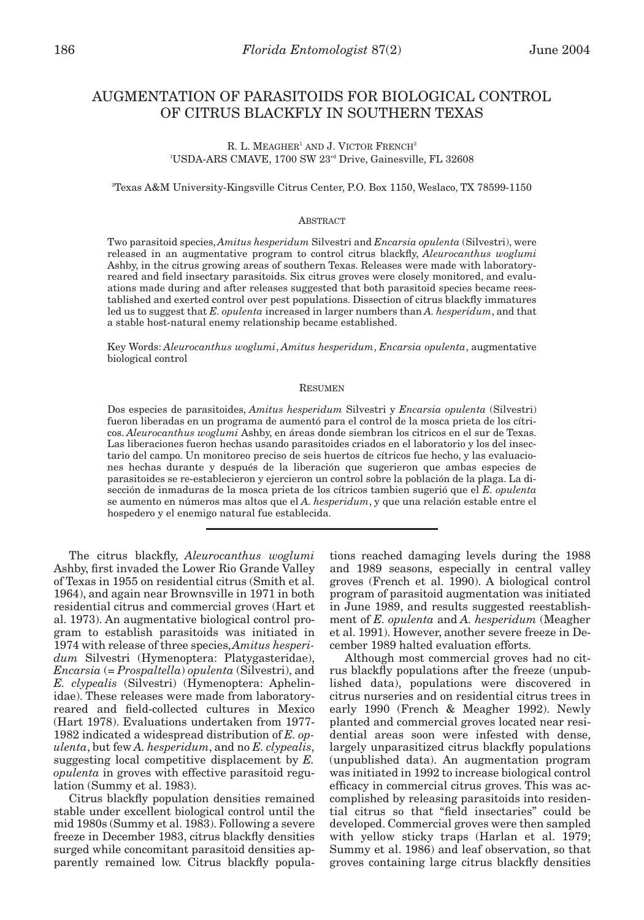# AUGMENTATION OF PARASITOIDS FOR BIOLOGICAL CONTROL OF CITRUS BLACKFLY IN SOUTHERN TEXAS

R. L. MEAGHER[1] AND J. VICTOR FRENCH[2]

[1]USDA-ARS CMAVE, 1700 SW 23rd Drive, Gainesville, FL 32608

[2]Texas A&M University-Kingsville Citrus Center, P.O. Box 1150, Weslaco, TX 78599-1150

## ABSTRACT

Two parasitoid species, *Amitus hesperidum* Silvestri and *Encarsia opulenta* (Silvestri), were released in an augmentative program to control citrus blackfly, *Aleurocanthus woglumi* Ashby, in the citrus growing areas of southern Texas. Releases were made with laboratory-reared and field insectary parasitoids. Six citrus groves were closely monitored, and evaluations made during and after releases suggested that both parasitoid species became reestablished and exerted control over pest populations. Dissection of citrus blackfly immatures led us to suggest that *E. opulenta* increased in larger numbers than *A. hesperidum*, and that a stable host-natural enemy relationship became established.

Key Words: *Aleurocanthus woglumi*, *Amitus hesperidum*, *Encarsia opulenta*, augmentative biological control

## RESUMEN

Dos especies de parasitoides, *Amitus hesperidum* Silvestri y *Encarsia opulenta* (Silvestri) fueron liberadas en un programa de aumentó para el control de la mosca prieta de los cítricos. *Aleurocanthus woglumi* Ashby, en áreas donde siembran los citricos en el sur de Texas. Las liberaciones fueron hechas usando parasitoides criados en el laboratorio y los del insectario del campo. Un monitoreo preciso de seis huertos de cítricos fue hecho, y las evaluaciones hechas durante y después de la liberación que sugerieron que ambas especies de parasitoides se re-establecieron y ejercieron un control sobre la población de la plaga. La disección de inmaduras de la mosca prieta de los cítricos tambien sugerió que el *E. opulenta* se aumento en números mas altos que el *A. hesperidum*, y que una relación estable entre el hospedero y el enemigo natural fue establecida.

---

The citrus blackfly, *Aleurocanthus woglumi* Ashby, first invaded the Lower Rio Grande Valley of Texas in 1955 on residential citrus (Smith et al. 1964), and again near Brownsville in 1971 in both residential citrus and commercial groves (Hart et al. 1973). An augmentative biological control program to establish parasitoids was initiated in 1974 with release of three species, *Amitus hesperidum* Silvestri (Hymenoptera: Platygasteridae), *Encarsia* (= *Prospaltella*) *opulenta* (Silvestri), and *E. clypealis* (Silvestri) (Hymenoptera: Aphelinidae). These releases were made from laboratory-reared and field-collected cultures in Mexico (Hart 1978). Evaluations undertaken from 1977-1982 indicated a widespread distribution of *E. opulenta*, but few *A. hesperidum*, and no *E. clypealis*, suggesting local competitive displacement by *E. opulenta* in groves with effective parasitoid regulation (Summy et al. 1983).

Citrus blackfly population densities remained stable under excellent biological control until the mid 1980s (Summy et al. 1983). Following a severe freeze in December 1983, citrus blackfly densities surged while concomitant parasitoid densities apparently remained low. Citrus blackfly populations reached damaging levels during the 1988 and 1989 seasons, especially in central valley groves (French et al. 1990). A biological control program of parasitoid augmentation was initiated in June 1989, and results suggested reestablishment of *E. opulenta* and *A. hesperidum* (Meagher et al. 1991). However, another severe freeze in December 1989 halted evaluation efforts.

Although most commercial groves had no citrus blackfly populations after the freeze (unpublished data), populations were discovered in citrus nurseries and on residential citrus trees in early 1990 (French & Meagher 1992). Newly planted and commercial groves located near residential areas soon were infested with dense, largely unparasitized citrus blackfly populations (unpublished data). An augmentation program was initiated in 1992 to increase biological control efficacy in commercial citrus groves. This was accomplished by releasing parasitoids into residential citrus so that "field insectaries" could be developed. Commercial groves were then sampled with yellow sticky traps (Harlan et al. 1979; Summy et al. 1986) and leaf observation, so that groves containing large citrus blackfly densities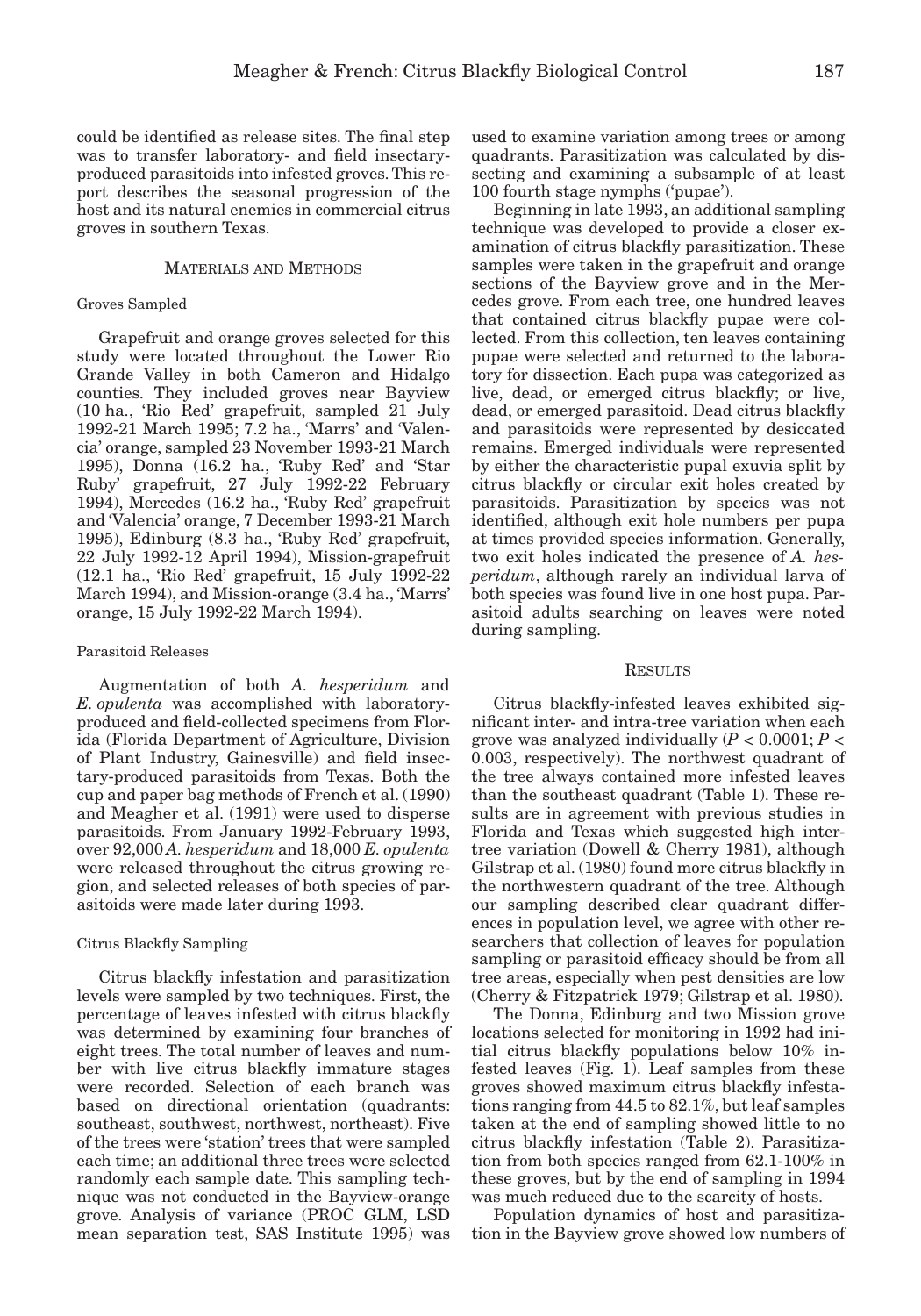could be identified as release sites. The final step was to transfer laboratory- and field insectary-produced parasitoids into infested groves. This report describes the seasonal progression of the host and its natural enemies in commercial citrus groves in southern Texas.

## Materials and Methods

### Groves Sampled

Grapefruit and orange groves selected for this study were located throughout the Lower Rio Grande Valley in both Cameron and Hidalgo counties. They included groves near Bayview (10 ha., 'Rio Red' grapefruit, sampled 21 July 1992-21 March 1995; 7.2 ha., 'Marrs' and 'Valencia' orange, sampled 23 November 1993-21 March 1995), Donna (16.2 ha., 'Ruby Red' and 'Star Ruby' grapefruit, 27 July 1992-22 February 1994), Mercedes (16.2 ha., 'Ruby Red' grapefruit and 'Valencia' orange, 7 December 1993-21 March 1995), Edinburg (8.3 ha., 'Ruby Red' grapefruit, 22 July 1992-12 April 1994), Mission-grapefruit (12.1 ha., 'Rio Red' grapefruit, 15 July 1992-22 March 1994), and Mission-orange (3.4 ha., 'Marrs' orange, 15 July 1992-22 March 1994).

### Parasitoid Releases

Augmentation of both *A. hesperidum* and *E. opulenta* was accomplished with laboratory-produced and field-collected specimens from Florida (Florida Department of Agriculture, Division of Plant Industry, Gainesville) and field insectary-produced parasitoids from Texas. Both the cup and paper bag methods of French et al. (1990) and Meagher et al. (1991) were used to disperse parasitoids. From January 1992-February 1993, over 92,000 *A. hesperidum* and 18,000 *E. opulenta* were released throughout the citrus growing region, and selected releases of both species of parasitoids were made later during 1993.

### Citrus Blackfly Sampling

Citrus blackfly infestation and parasitization levels were sampled by two techniques. First, the percentage of leaves infested with citrus blackfly was determined by examining four branches of eight trees. The total number of leaves and number with live citrus blackfly immature stages were recorded. Selection of each branch was based on directional orientation (quadrants: southeast, southwest, northwest, northeast). Five of the trees were 'station' trees that were sampled each time; an additional three trees were selected randomly each sample date. This sampling technique was not conducted in the Bayview-orange grove. Analysis of variance (PROC GLM, LSD mean separation test, SAS Institute 1995) was used to examine variation among trees or among quadrants. Parasitization was calculated by dissecting and examining a subsample of at least 100 fourth stage nymphs ('pupae').

Beginning in late 1993, an additional sampling technique was developed to provide a closer examination of citrus blackfly parasitization. These samples were taken in the grapefruit and orange sections of the Bayview grove and in the Mercedes grove. From each tree, one hundred leaves that contained citrus blackfly pupae were collected. From this collection, ten leaves containing pupae were selected and returned to the laboratory for dissection. Each pupa was categorized as live, dead, or emerged citrus blackfly; or live, dead, or emerged parasitoid. Dead citrus blackfly and parasitoids were represented by desiccated remains. Emerged individuals were represented by either the characteristic pupal exuvia split by citrus blackfly or circular exit holes created by parasitoids. Parasitization by species was not identified, although exit hole numbers per pupa at times provided species information. Generally, two exit holes indicated the presence of *A. hesperidum*, although rarely an individual larva of both species was found live in one host pupa. Parasitoid adults searching on leaves were noted during sampling.

## Results

Citrus blackfly-infested leaves exhibited significant inter- and intra-tree variation when each grove was analyzed individually ($P < 0.0001$; $P < 0.003$, respectively). The northwest quadrant of the tree always contained more infested leaves than the southeast quadrant (Table 1). These results are in agreement with previous studies in Florida and Texas which suggested high inter-tree variation (Dowell & Cherry 1981), although Gilstrap et al. (1980) found more citrus blackfly in the northwestern quadrant of the tree. Although our sampling described clear quadrant differences in population level, we agree with other researchers that collection of leaves for population sampling or parasitoid efficacy should be from all tree areas, especially when pest densities are low (Cherry & Fitzpatrick 1979; Gilstrap et al. 1980).

The Donna, Edinburg and two Mission grove locations selected for monitoring in 1992 had initial citrus blackfly populations below 10% infested leaves (Fig. 1). Leaf samples from these groves showed maximum citrus blackfly infestations ranging from 44.5 to 82.1%, but leaf samples taken at the end of sampling showed little to no citrus blackfly infestation (Table 2). Parasitization from both species ranged from 62.1-100% in these groves, but by the end of sampling in 1994 was much reduced due to the scarcity of hosts.

Population dynamics of host and parasitization in the Bayview grove showed low numbers of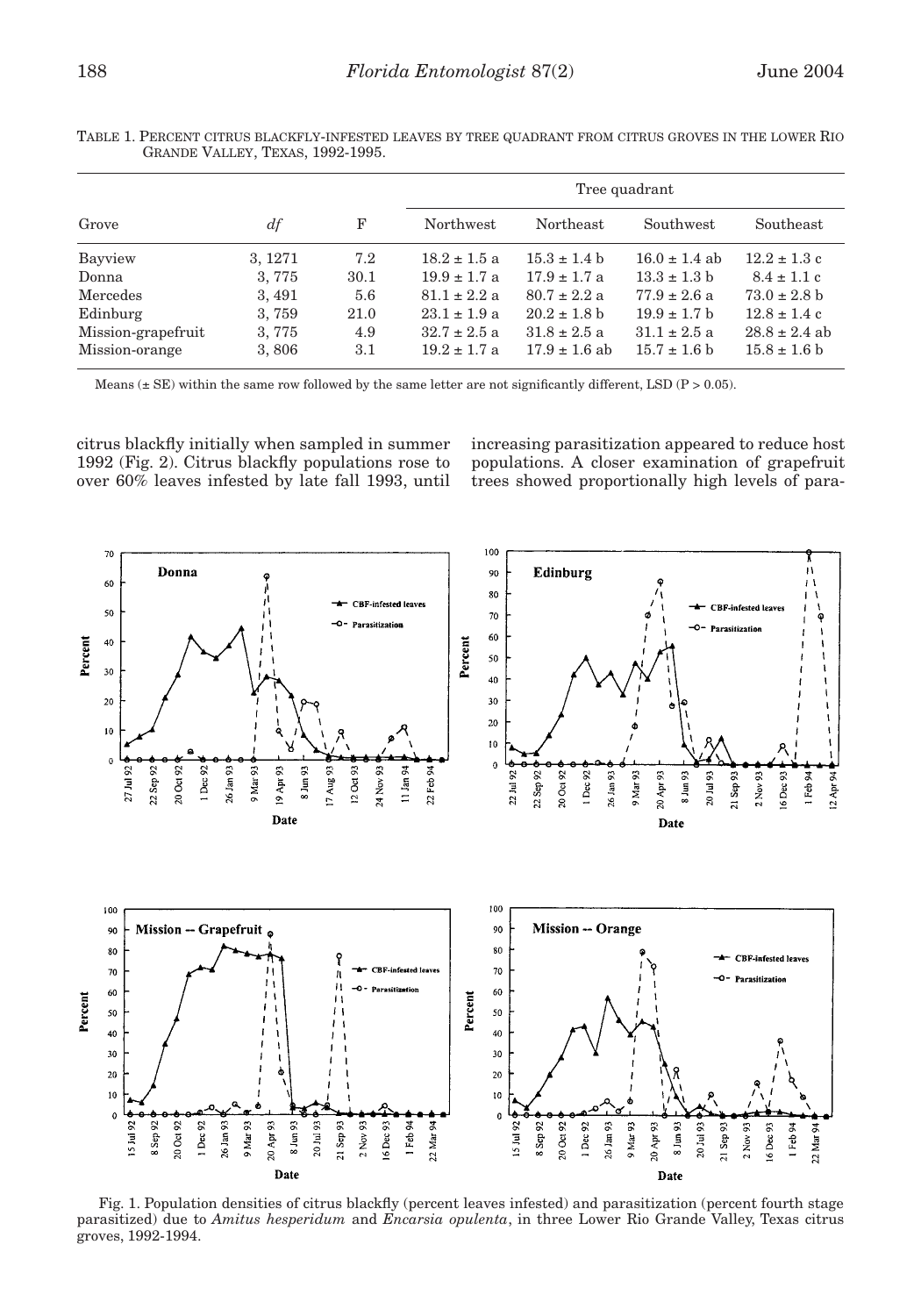TABLE 1. PERCENT CITRUS BLACKFLY-INFESTED LEAVES BY TREE QUADRANT FROM CITRUS GROVES IN THE LOWER RIO GRANDE VALLEY, TEXAS, 1992-1995.

| Grove | *df* | F | Tree quadrant | | | |
|---|---|---|---|---|---|---|
| | | | Northwest | Northeast | Southwest | Southeast |
| Bayview | 3, 1271 | 7.2 | 18.2 ± 1.5 a | 15.3 ± 1.4 b | 16.0 ± 1.4 ab | 12.2 ± 1.3 c |
| Donna | 3, 775 | 30.1 | 19.9 ± 1.7 a | 17.9 ± 1.7 a | 13.3 ± 1.3 b | 8.4 ± 1.1 c |
| Mercedes | 3, 491 | 5.6 | 81.1 ± 2.2 a | 80.7 ± 2.2 a | 77.9 ± 2.6 a | 73.0 ± 2.8 b |
| Edinburg | 3, 759 | 21.0 | 23.1 ± 1.9 a | 20.2 ± 1.8 b | 19.9 ± 1.7 b | 12.8 ± 1.4 c |
| Mission-grapefruit | 3, 775 | 4.9 | 32.7 ± 2.5 a | 31.8 ± 2.5 a | 31.1 ± 2.5 a | 28.8 ± 2.4 ab |
| Mission-orange | 3, 806 | 3.1 | 19.2 ± 1.7 a | 17.9 ± 1.6 ab | 15.7 ± 1.6 b | 15.8 ± 1.6 b |

Means (± SE) within the same row followed by the same letter are not significantly different, LSD (P > 0.05).

citrus blackfly initially when sampled in summer 1992 (Fig. 2). Citrus blackfly populations rose to over 60% leaves infested by late fall 1993, until increasing parasitization appeared to reduce host populations. A closer examination of grapefruit trees showed proportionally high levels of para-

Fig. 1. Population densities of citrus blackfly (percent leaves infested) and parasitization (percent fourth stage parasitized) due to *Amitus hesperidum* and *Encarsia opulenta*, in three Lower Rio Grande Valley, Texas citrus groves, 1992-1994.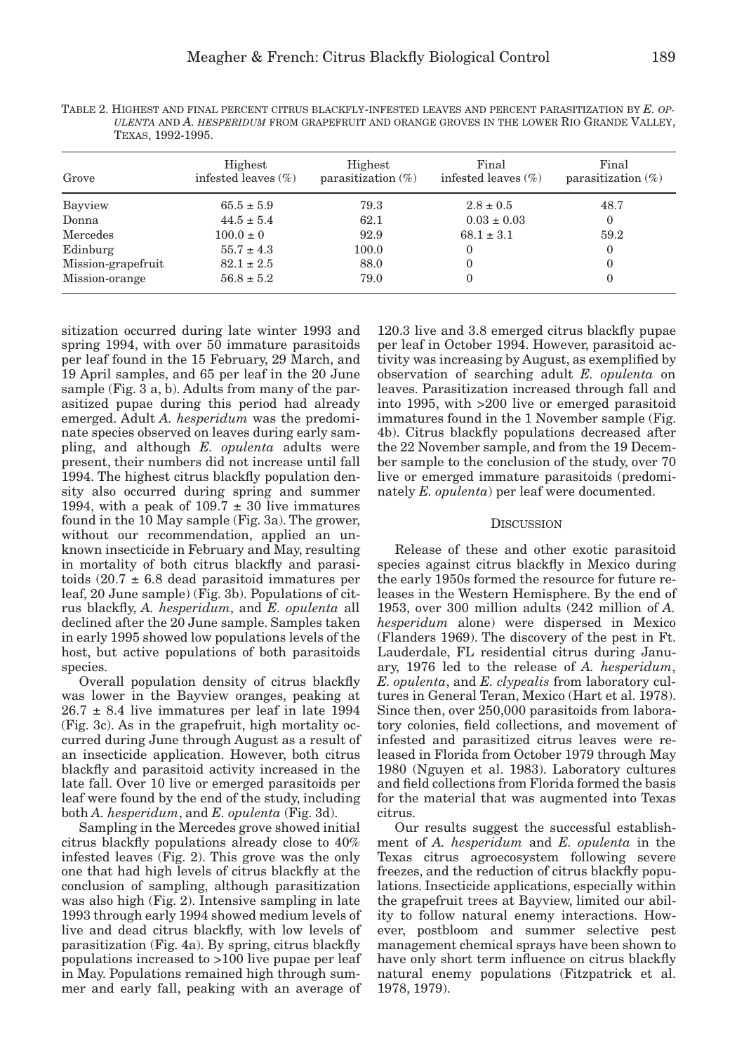TABLE 2. HIGHEST AND FINAL PERCENT CITRUS BLACKFLY-INFESTED LEAVES AND PERCENT PARASITIZATION BY *E. OPULENTA* AND *A. HESPERIDUM* FROM GRAPEFRUIT AND ORANGE GROVES IN THE LOWER RIO GRANDE VALLEY, TEXAS, 1992-1995.

| Grove | Highest infested leaves (%) | Highest parasitization (%) | Final infested leaves (%) | Final parasitization (%) |
|---|---|---|---|---|
| Bayview | 65.5 ± 5.9 | 79.3 | 2.8 ± 0.5 | 48.7 |
| Donna | 44.5 ± 5.4 | 62.1 | 0.03 ± 0.03 | 0 |
| Mercedes | 100.0 ± 0 | 92.9 | 68.1 ± 3.1 | 59.2 |
| Edinburg | 55.7 ± 4.3 | 100.0 | 0 | 0 |
| Mission-grapefruit | 82.1 ± 2.5 | 88.0 | 0 | 0 |
| Mission-orange | 56.8 ± 5.2 | 79.0 | 0 | 0 |

sitization occurred during late winter 1993 and spring 1994, with over 50 immature parasitoids per leaf found in the 15 February, 29 March, and 19 April samples, and 65 per leaf in the 20 June sample (Fig. 3 a, b). Adults from many of the parasitized pupae during this period had already emerged. Adult *A. hesperidum* was the predominate species observed on leaves during early sampling, and although *E. opulenta* adults were present, their numbers did not increase until fall 1994. The highest citrus blackfly population density also occurred during spring and summer 1994, with a peak of 109.7 ± 30 live immatures found in the 10 May sample (Fig. 3a). The grower, without our recommendation, applied an unknown insecticide in February and May, resulting in mortality of both citrus blackfly and parasitoids (20.7 ± 6.8 dead parasitoid immatures per leaf, 20 June sample) (Fig. 3b). Populations of citrus blackfly, *A. hesperidum*, and *E. opulenta* all declined after the 20 June sample. Samples taken in early 1995 showed low populations levels of the host, but active populations of both parasitoids species.

Overall population density of citrus blackfly was lower in the Bayview oranges, peaking at 26.7 ± 8.4 live immatures per leaf in late 1994 (Fig. 3c). As in the grapefruit, high mortality occurred during June through August as a result of an insecticide application. However, both citrus blackfly and parasitoid activity increased in the late fall. Over 10 live or emerged parasitoids per leaf were found by the end of the study, including both *A. hesperidum*, and *E. opulenta* (Fig. 3d).

Sampling in the Mercedes grove showed initial citrus blackfly populations already close to 40% infested leaves (Fig. 2). This grove was the only one that had high levels of citrus blackfly at the conclusion of sampling, although parasitization was also high (Fig. 2). Intensive sampling in late 1993 through early 1994 showed medium levels of live and dead citrus blackfly, with low levels of parasitization (Fig. 4a). By spring, citrus blackfly populations increased to >100 live pupae per leaf in May. Populations remained high through summer and early fall, peaking with an average of 120.3 live and 3.8 emerged citrus blackfly pupae per leaf in October 1994. However, parasitoid activity was increasing by August, as exemplified by observation of searching adult *E. opulenta* on leaves. Parasitization increased through fall and into 1995, with >200 live or emerged parasitoid immatures found in the 1 November sample (Fig. 4b). Citrus blackfly populations decreased after the 22 November sample, and from the 19 December sample to the conclusion of the study, over 70 live or emerged immature parasitoids (predominately *E. opulenta*) per leaf were documented.

## DISCUSSION

Release of these and other exotic parasitoid species against citrus blackfly in Mexico during the early 1950s formed the resource for future releases in the Western Hemisphere. By the end of 1953, over 300 million adults (242 million of *A. hesperidum* alone) were dispersed in Mexico (Flanders 1969). The discovery of the pest in Ft. Lauderdale, FL residential citrus during January, 1976 led to the release of *A. hesperidum*, *E. opulenta*, and *E. clypealis* from laboratory cultures in General Teran, Mexico (Hart et al. 1978). Since then, over 250,000 parasitoids from laboratory colonies, field collections, and movement of infested and parasitized citrus leaves were released in Florida from October 1979 through May 1980 (Nguyen et al. 1983). Laboratory cultures and field collections from Florida formed the basis for the material that was augmented into Texas citrus.

Our results suggest the successful establishment of *A. hesperidum* and *E. opulenta* in the Texas citrus agroecosystem following severe freezes, and the reduction of citrus blackfly populations. Insecticide applications, especially within the grapefruit trees at Bayview, limited our ability to follow natural enemy interactions. However, postbloom and summer selective pest management chemical sprays have been shown to have only short term influence on citrus blackfly natural enemy populations (Fitzpatrick et al. 1978, 1979).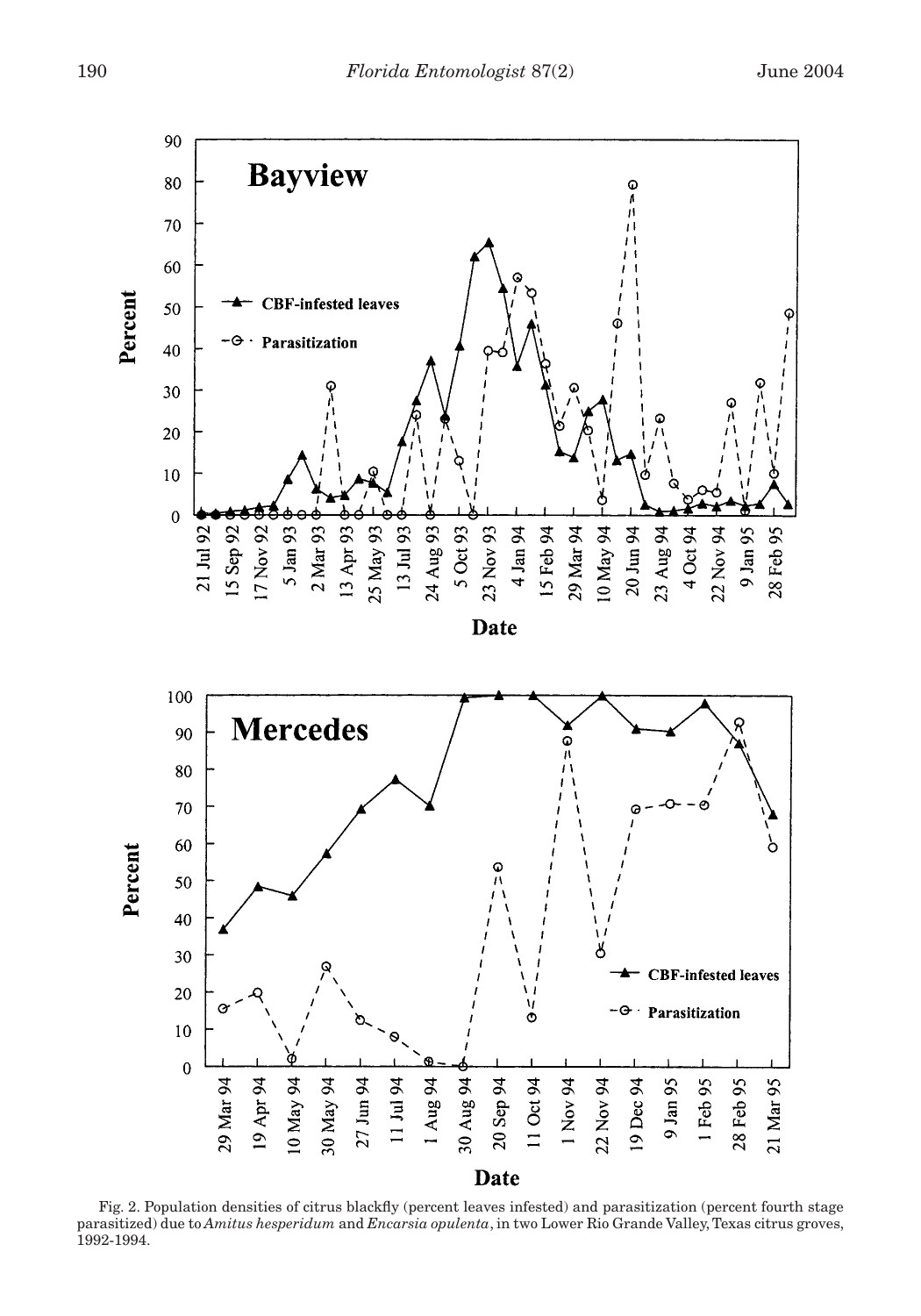Fig. 2. Population densities of citrus blackfly (percent leaves infested) and parasitization (percent fourth stage parasitized) due to *Amitus hesperidum* and *Encarsia opulenta*, in two Lower Rio Grande Valley, Texas citrus groves, 1992-1994.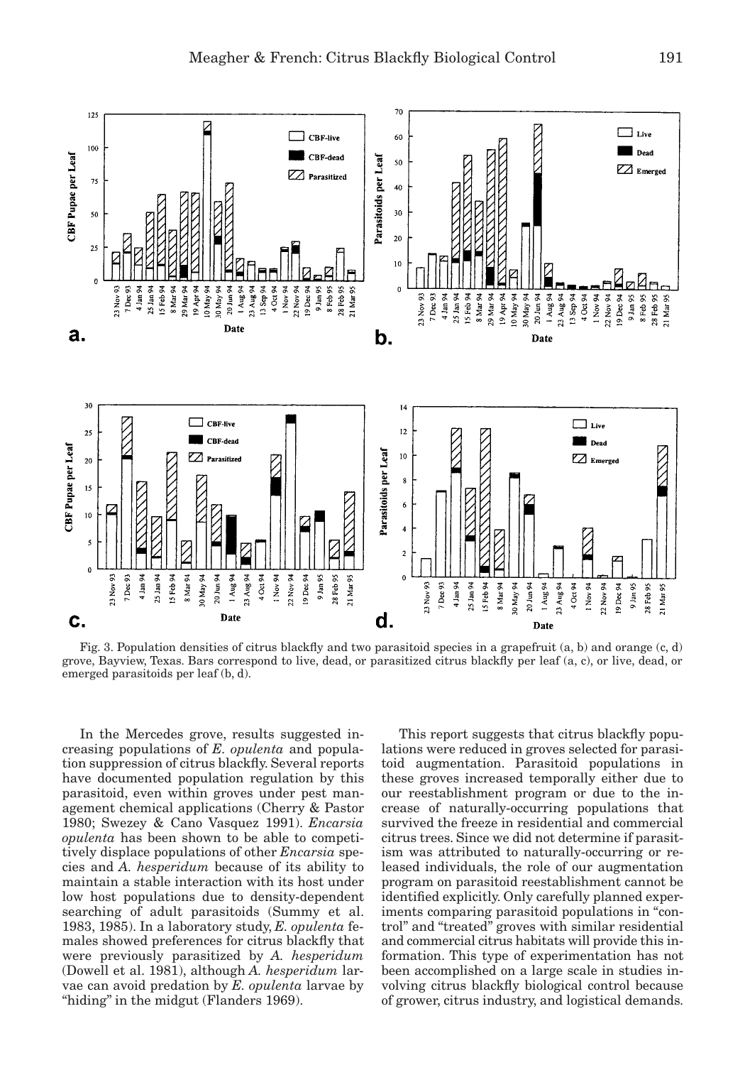Fig. 3. Population densities of citrus blackfly and two parasitoid species in a grapefruit (a, b) and orange (c, d) grove, Bayview, Texas. Bars correspond to live, dead, or parasitized citrus blackfly per leaf (a, c), or live, dead, or emerged parasitoids per leaf (b, d).

In the Mercedes grove, results suggested increasing populations of *E. opulenta* and population suppression of citrus blackfly. Several reports have documented population regulation by this parasitoid, even within groves under pest management chemical applications (Cherry & Pastor 1980; Swezey & Cano Vasquez 1991). *Encarsia opulenta* has been shown to be able to competitively displace populations of other *Encarsia* species and *A. hesperidum* because of its ability to maintain a stable interaction with its host under low host populations due to density-dependent searching of adult parasitoids (Summy et al. 1983, 1985). In a laboratory study, *E. opulenta* females showed preferences for citrus blackfly that were previously parasitized by *A. hesperidum* (Dowell et al. 1981), although *A. hesperidum* larvae can avoid predation by *E. opulenta* larvae by "hiding" in the midgut (Flanders 1969).

This report suggests that citrus blackfly populations were reduced in groves selected for parasitoid augmentation. Parasitoid populations in these groves increased temporally either due to our reestablishment program or due to the increase of naturally-occurring populations that survived the freeze in residential and commercial citrus trees. Since we did not determine if parasitism was attributed to naturally-occurring or released individuals, the role of our augmentation program on parasitoid reestablishment cannot be identified explicitly. Only carefully planned experiments comparing parasitoid populations in "control" and "treated" groves with similar residential and commercial citrus habitats will provide this information. This type of experimentation has not been accomplished on a large scale in studies involving citrus blackfly biological control because of grower, citrus industry, and logistical demands.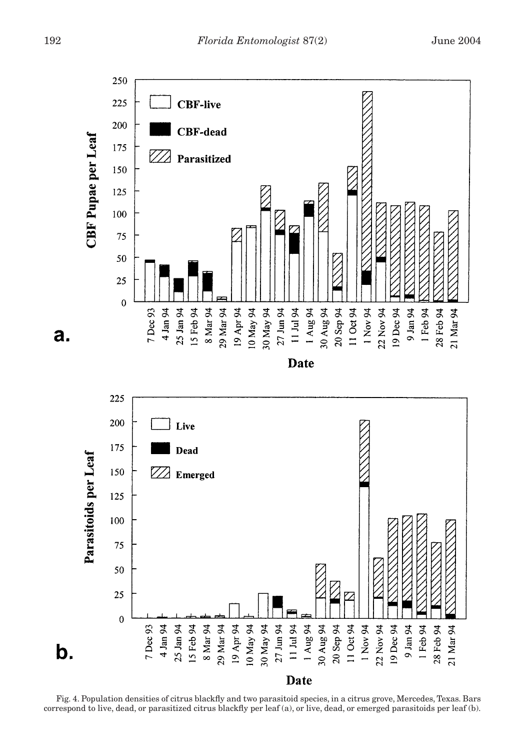Fig. 4. Population densities of citrus blackfly and two parasitoid species, in a citrus grove, Mercedes, Texas. Bars correspond to live, dead, or parasitized citrus blackfly per leaf (a), or live, dead, or emerged parasitoids per leaf (b).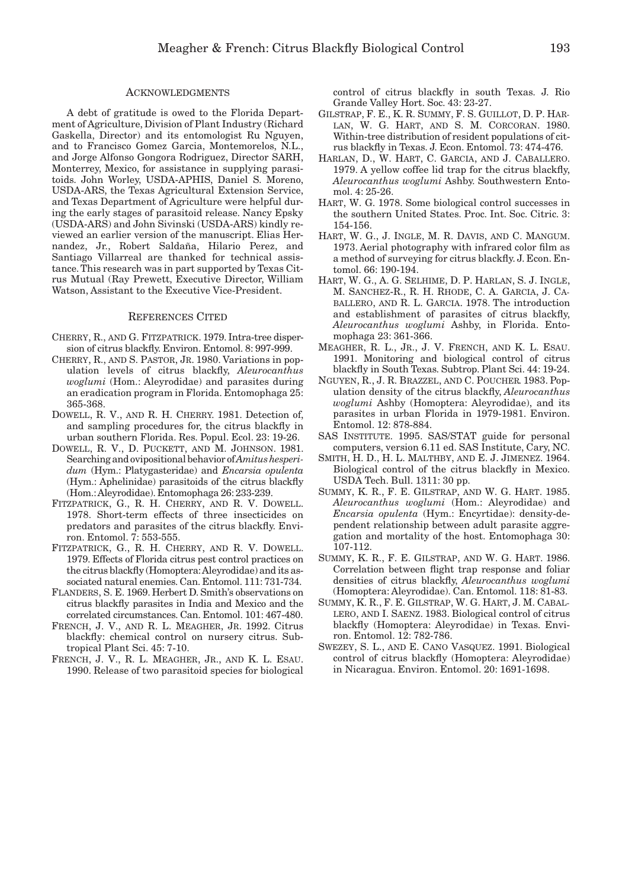## Acknowledgments

A debt of gratitude is owed to the Florida Department of Agriculture, Division of Plant Industry (Richard Gaskella, Director) and its entomologist Ru Nguyen, and to Francisco Gomez Garcia, Montemorelos, N.L., and Jorge Alfonso Gongora Rodriguez, Director SARH, Monterrey, Mexico, for assistance in supplying parasitoids. John Worley, USDA-APHIS, Daniel S. Moreno, USDA-ARS, the Texas Agricultural Extension Service, and Texas Department of Agriculture were helpful during the early stages of parasitoid release. Nancy Epsky (USDA-ARS) and John Sivinski (USDA-ARS) kindly reviewed an earlier version of the manuscript. Elias Hernandez, Jr., Robert Saldaña, Hilario Perez, and Santiago Villarreal are thanked for technical assistance. This research was in part supported by Texas Citrus Mutual (Ray Prewett, Executive Director, William Watson, Assistant to the Executive Vice-President.

## References Cited

Cherry, R., and G. Fitzpatrick. 1979. Intra-tree dispersion of citrus blackfly. Environ. Entomol. 8: 997-999.

Cherry, R., and S. Pastor, Jr. 1980. Variations in population levels of citrus blackfly, *Aleurocanthus woglumi* (Hom.: Aleyrodidae) and parasites during an eradication program in Florida. Entomophaga 25: 365-368.

Dowell, R. V., and R. H. Cherry. 1981. Detection of, and sampling procedures for, the citrus blackfly in urban southern Florida. Res. Popul. Ecol. 23: 19-26.

Dowell, R. V., D. Puckett, and M. Johnson. 1981. Searching and ovipositional behavior of *Amitus hesperidum* (Hym.: Platygasteridae) and *Encarsia opulenta* (Hym.: Aphelinidae) parasitoids of the citrus blackfly (Hom.: Aleyrodidae). Entomophaga 26: 233-239.

Fitzpatrick, G., R. H. Cherry, and R. V. Dowell. 1978. Short-term effects of three insecticides on predators and parasites of the citrus blackfly. Environ. Entomol. 7: 553-555.

Fitzpatrick, G., R. H. Cherry, and R. V. Dowell. 1979. Effects of Florida citrus pest control practices on the citrus blackfly (Homoptera: Aleyrodidae) and its associated natural enemies. Can. Entomol. 111: 731-734.

Flanders, S. E. 1969. Herbert D. Smith's observations on citrus blackfly parasites in India and Mexico and the correlated circumstances. Can. Entomol. 101: 467-480.

French, J. V., and R. L. Meagher, Jr. 1992. Citrus blackfly: chemical control on nursery citrus. Subtropical Plant Sci. 45: 7-10.

French, J. V., R. L. Meagher, Jr., and K. L. Esau. 1990. Release of two parasitoid species for biological control of citrus blackfly in south Texas. J. Rio Grande Valley Hort. Soc. 43: 23-27.

Gilstrap, F. E., K. R. Summy, F. S. Guillot, D. P. Harlan, W. G. Hart, and S. M. Corcoran. 1980. Within-tree distribution of resident populations of citrus blackfly in Texas. J. Econ. Entomol. 73: 474-476.

Harlan, D., W. Hart, C. Garcia, and J. Caballero. 1979. A yellow coffee lid trap for the citrus blackfly, *Aleurocanthus woglumi* Ashby. Southwestern Entomol. 4: 25-26.

Hart, W. G. 1978. Some biological control successes in the southern United States. Proc. Int. Soc. Citric. 3: 154-156.

Hart, W. G., J. Ingle, M. R. Davis, and C. Mangum. 1973. Aerial photography with infrared color film as a method of surveying for citrus blackfly. J. Econ. Entomol. 66: 190-194.

Hart, W. G., A. G. Selhime, D. P. Harlan, S. J. Ingle, M. Sanchez-R., R. H. Rhode, C. A. Garcia, J. Caballero, and R. L. Garcia. 1978. The introduction and establishment of parasites of citrus blackfly, *Aleurocanthus woglumi* Ashby, in Florida. Entomophaga 23: 361-366.

Meagher, R. L., Jr., J. V. French, and K. L. Esau. 1991. Monitoring and biological control of citrus blackfly in South Texas. Subtrop. Plant Sci. 44: 19-24.

Nguyen, R., J. R. Brazzel, and C. Poucher. 1983. Population density of the citrus blackfly, *Aleurocanthus woglumi* Ashby (Homoptera: Aleyrodidae), and its parasites in urban Florida in 1979-1981. Environ. Entomol. 12: 878-884.

SAS Institute. 1995. SAS/STAT guide for personal computers, version 6.11 ed. SAS Institute, Cary, NC.

Smith, H. D., H. L. Malthby, and E. J. Jimenez. 1964. Biological control of the citrus blackfly in Mexico. USDA Tech. Bull. 1311: 30 pp.

Summy, K. R., F. E. Gilstrap, and W. G. Hart. 1985. *Aleurocanthus woglumi* (Hom.: Aleyrodidae) and *Encarsia opulenta* (Hym.: Encyrtidae): density-dependent relationship between adult parasite aggregation and mortality of the host. Entomophaga 30: 107-112.

Summy, K. R., F. E. Gilstrap, and W. G. Hart. 1986. Correlation between flight trap response and foliar densities of citrus blackfly, *Aleurocanthus woglumi* (Homoptera: Aleyrodidae). Can. Entomol. 118: 81-83.

Summy, K. R., F. E. Gilstrap, W. G. Hart, J. M. Caballero, and I. Saenz. 1983. Biological control of citrus blackfly (Homoptera: Aleyrodidae) in Texas. Environ. Entomol. 12: 782-786.

Swezey, S. L., and E. Cano Vasquez. 1991. Biological control of citrus blackfly (Homoptera: Aleyrodidae) in Nicaragua. Environ. Entomol. 20: 1691-1698.